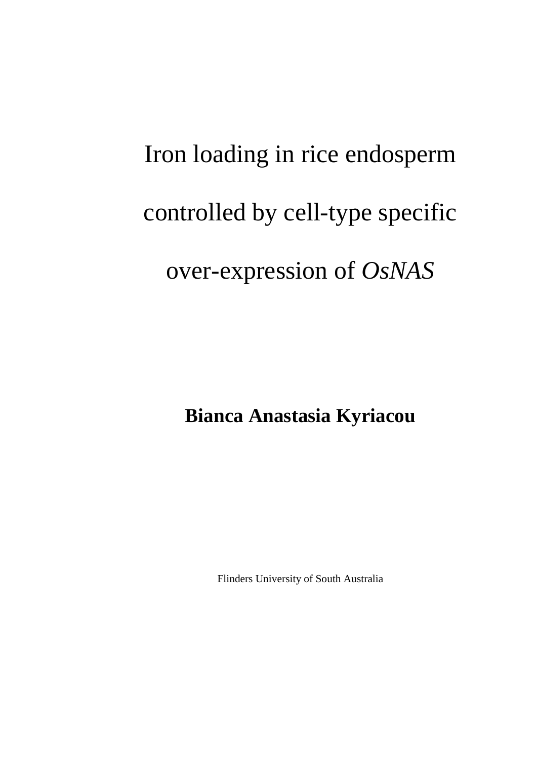# Iron loading in rice endosperm controlled by cell-type specific over-expression of *OsNAS*

**Bianca Anastasia Kyriacou**

Flinders University of South Australia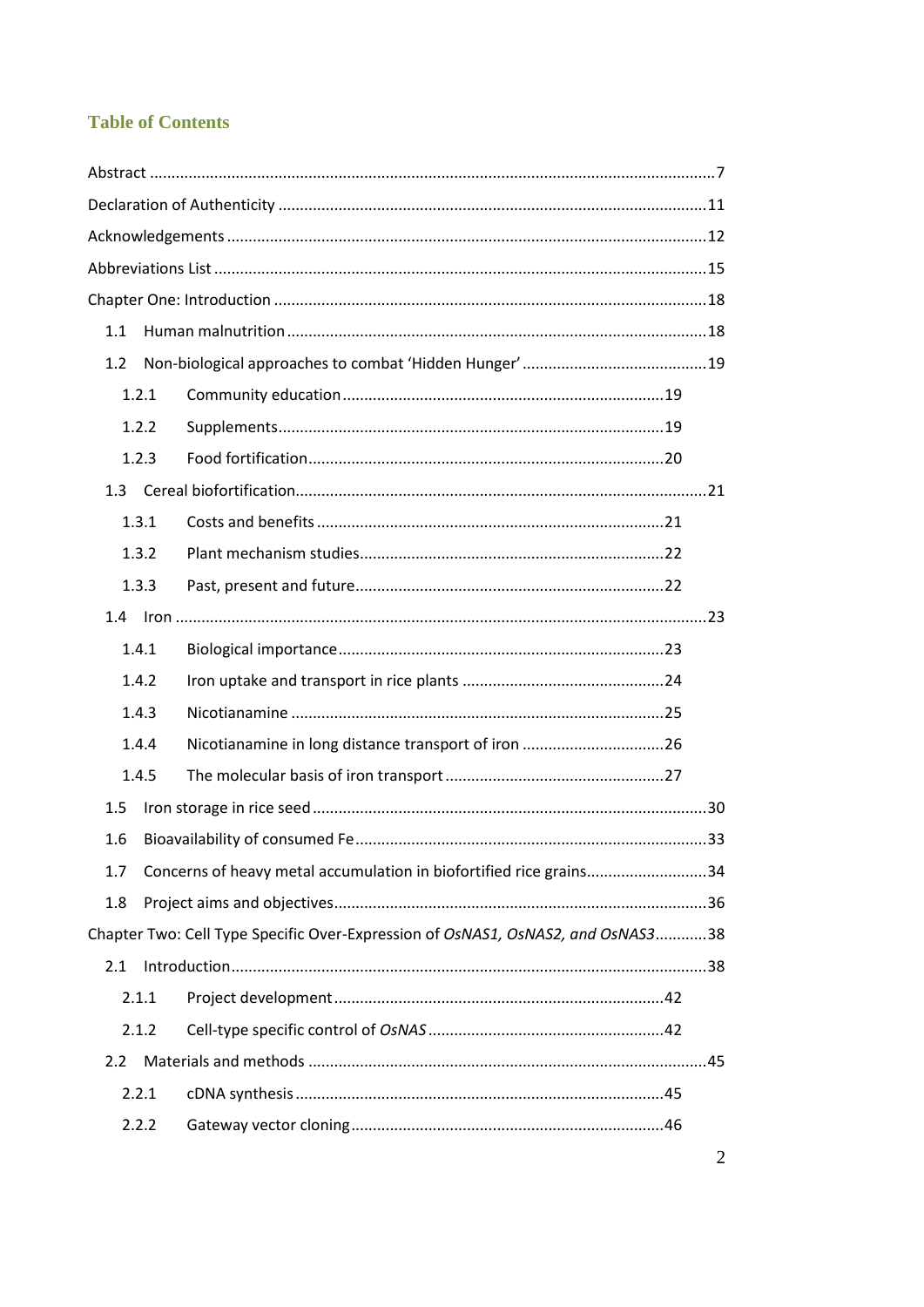## Table of Contents

Abstract .......................................................................................................................7

Declaration of Authenticity ...........................................................................................11

Acknowledgements .......................................................................................................12

Abbreviations List .........................................................................................................15

Chapter One: Introduction ............................................................................................18

- 1.1 Human malnutrition ..............................................................................................18
- 1.2 Non-biological approaches to combat 'Hidden Hunger' ........................................19
  - 1.2.1 Community education ......................................................................19
  - 1.2.2 Supplements ....................................................................................19
  - 1.2.3 Food fortification .............................................................................20
- 1.3 Cereal biofortification ...........................................................................................21
  - 1.3.1 Costs and benefits ............................................................................21
  - 1.3.2 Plant mechanism studies ..................................................................22
  - 1.3.3 Past, present and future ...................................................................22
- 1.4 Iron .......................................................................................................................23
  - 1.4.1 Biological importance .......................................................................23
  - 1.4.2 Iron uptake and transport in rice plants ...........................................24
  - 1.4.3 Nicotianamine ..................................................................................25
  - 1.4.4 Nicotianamine in long distance transport of iron .............................26
  - 1.4.5 The molecular basis of iron transport ...............................................27
- 1.5 Iron storage in rice seed ........................................................................................30
- 1.6 Bioavailability of consumed Fe .............................................................................33
- 1.7 Concerns of heavy metal accumulation in biofortified rice grains.........................34
- 1.8 Project aims and objectives ...................................................................................36

Chapter Two: Cell Type Specific Over-Expression of *OsNAS1, OsNAS2, and OsNAS3*............38

- 2.1 Introduction ..........................................................................................................38
  - 2.1.1 Project development ........................................................................42
  - 2.1.2 Cell-type specific control of *OsNAS* ...................................................42
- 2.2 Materials and methods .........................................................................................45
  - 2.2.1 cDNA synthesis .................................................................................45
  - 2.2.2 Gateway vector cloning .....................................................................46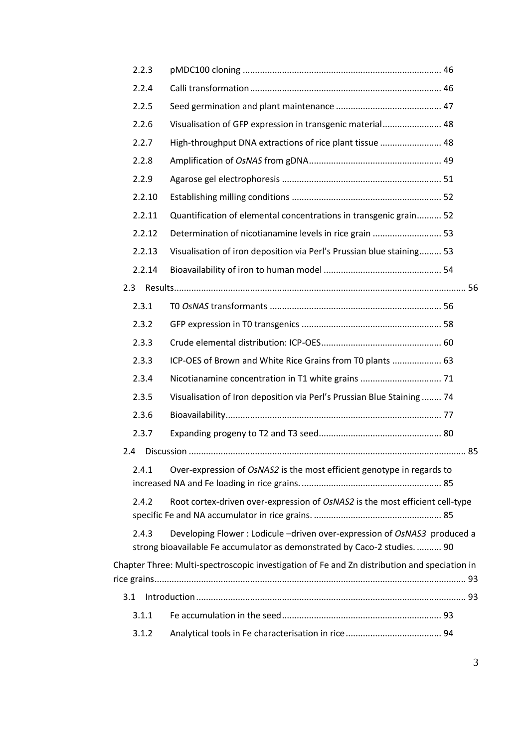2.2.3 pMDC100 cloning ................................................................................ 46

2.2.4 Calli transformation ............................................................................. 46

2.2.5 Seed germination and plant maintenance ........................................... 47

2.2.6 Visualisation of GFP expression in transgenic material ........................ 48

2.2.7 High-throughput DNA extractions of rice plant tissue ......................... 48

2.2.8 Amplification of *OsNAS* from gDNA ...................................................... 49

2.2.9 Agarose gel electrophoresis ................................................................. 51

2.2.10 Establishing milling conditions ............................................................ 52

2.2.11 Quantification of elemental concentrations in transgenic grain .......... 52

2.2.12 Determination of nicotianamine levels in rice grain ............................ 53

2.2.13 Visualisation of iron deposition via Perl's Prussian blue staining ......... 53

2.2.14 Bioavailability of iron to human model ................................................ 54

2.3 Results ...................................................................................................................... 56

2.3.1 T0 *OsNAS* transformants ..................................................................... 56

2.3.2 GFP expression in T0 transgenics ......................................................... 58

2.3.3 Crude elemental distribution: ICP-OES ................................................. 60

2.3.3 ICP-OES of Brown and White Rice Grains from T0 plants .................... 63

2.3.4 Nicotianamine concentration in T1 white grains ................................. 71

2.3.5 Visualisation of Iron deposition via Perl's Prussian Blue Staining ........ 74

2.3.6 Bioavailability ........................................................................................ 77

2.3.7 Expanding progeny to T2 and T3 seed ................................................. 80

2.4 Discussion ................................................................................................................ 85

2.4.1 Over-expression of *OsNAS2* is the most efficient genotype in regards to increased NA and Fe loading in rice grains. ......................................................... 85

2.4.2 Root cortex-driven over-expression of *OsNAS2* is the most efficient cell-type specific Fe and NA accumulator in rice grains. .................................................... 85

2.4.3 Developing Flower : Lodicule –driven over-expression of *OsNAS3* produced a strong bioavailable Fe accumulator as demonstrated by Caco-2 studies. .......... 90

Chapter Three: Multi-spectroscopic investigation of Fe and Zn distribution and speciation in rice grains ............................................................................................................. 93

3.1 Introduction ............................................................................................................. 93

3.1.1 Fe accumulation in the seed ................................................................. 93

3.1.2 Analytical tools in Fe characterisation in rice ....................................... 94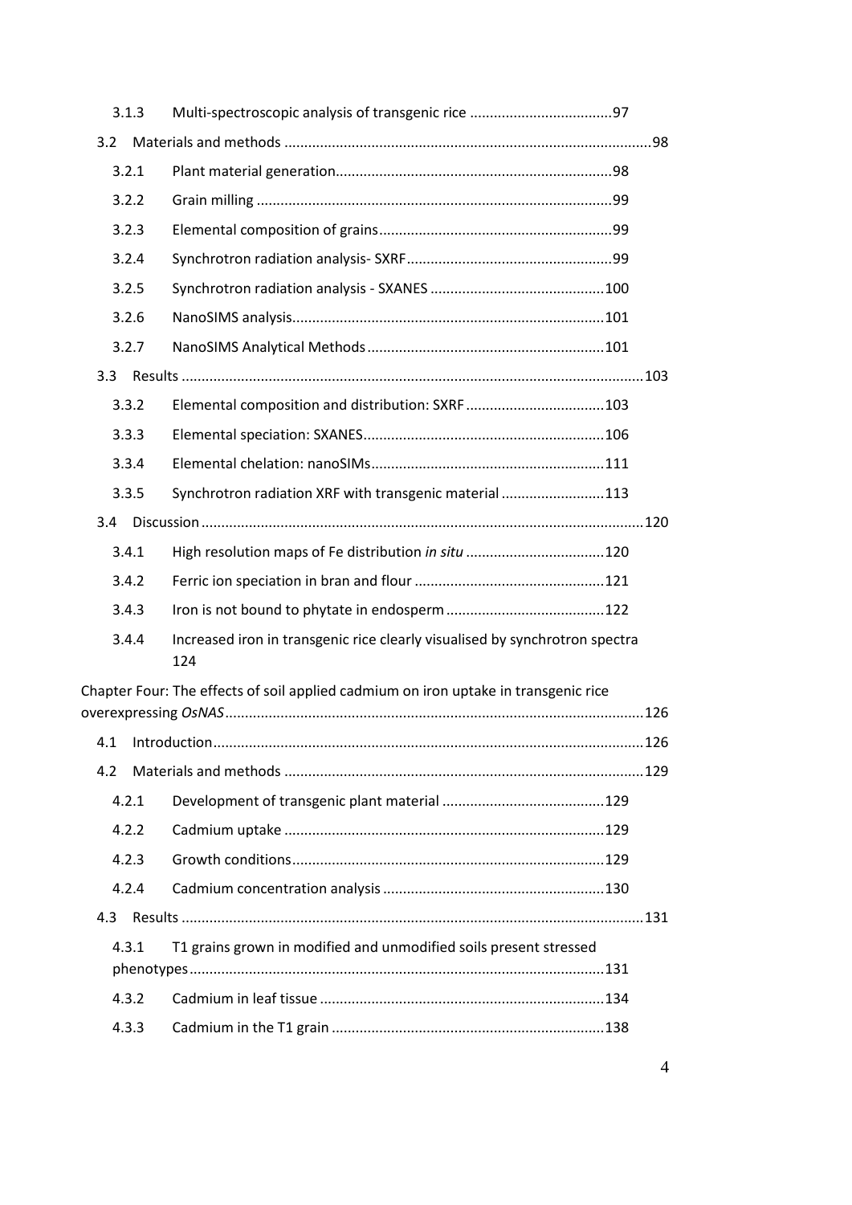3.1.3 Multi-spectroscopic analysis of transgenic rice ....................................97

3.2 Materials and methods ............................................................................................98

3.2.1 Plant material generation.....................................................................98

3.2.2 Grain milling .........................................................................................99

3.2.3 Elemental composition of grains...........................................................99

3.2.4 Synchrotron radiation analysis- SXRF...................................................99

3.2.5 Synchrotron radiation analysis - SXANES ............................................100

3.2.6 NanoSIMS analysis..............................................................................101

3.2.7 NanoSIMS Analytical Methods ............................................................101

3.3 Results ....................................................................................................................103

3.3.2 Elemental composition and distribution: SXRF ...................................103

3.3.3 Elemental speciation: SXANES.............................................................106

3.3.4 Elemental chelation: nanoSIMs...........................................................111

3.3.5 Synchrotron radiation XRF with transgenic material ..........................113

3.4 Discussion ..............................................................................................................120

3.4.1 High resolution maps of Fe distribution *in situ* ...................................120

3.4.2 Ferric ion speciation in bran and flour ................................................121

3.4.3 Iron is not bound to phytate in endosperm ........................................122

3.4.4 Increased iron in transgenic rice clearly visualised by synchrotron spectra 124

Chapter Four: The effects of soil applied cadmium on iron uptake in transgenic rice overexpressing *OsNAS*........................................................................................................126

4.1 Introduction...........................................................................................................126

4.2 Materials and methods ..........................................................................................129

4.2.1 Development of transgenic plant material .........................................129

4.2.2 Cadmium uptake ................................................................................129

4.2.3 Growth conditions..............................................................................129

4.2.4 Cadmium concentration analysis ........................................................130

4.3 Results ....................................................................................................................131

4.3.1 T1 grains grown in modified and unmodified soils present stressed phenotypes.......................................................................................................131

4.3.2 Cadmium in leaf tissue .......................................................................134

4.3.3 Cadmium in the T1 grain .....................................................................138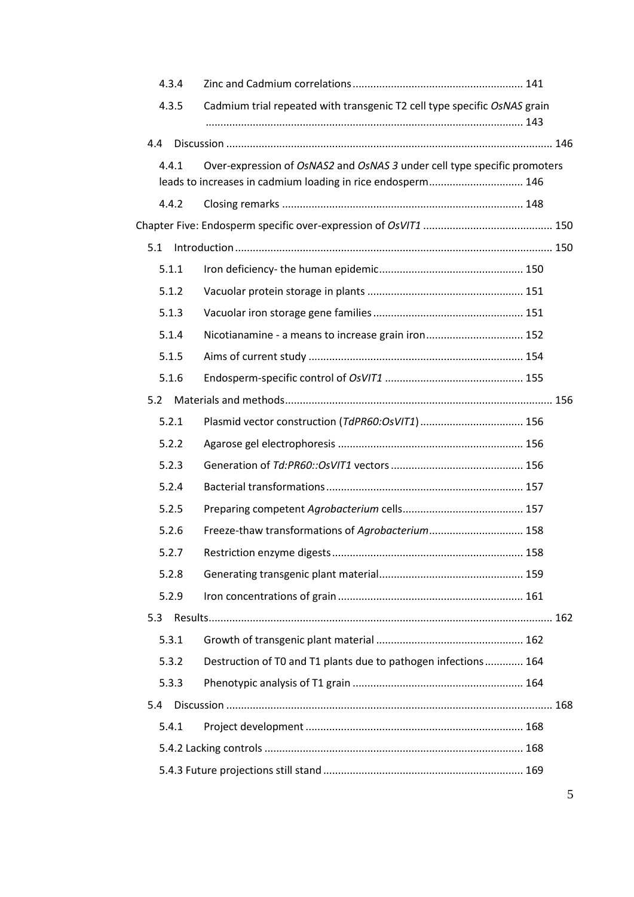4.3.4 Zinc and Cadmium correlations ........................................................ 141

4.3.5 Cadmium trial repeated with transgenic T2 cell type specific *OsNAS* grain ........................................................................................................ 143

4.4 Discussion ........................................................................................................ 146

4.4.1 Over-expression of *OsNAS2* and *OsNAS 3* under cell type specific promoters leads to increases in cadmium loading in rice endosperm................................ 146

4.4.2 Closing remarks ........................................................................................ 148

Chapter Five: Endosperm specific over-expression of *OsVIT1* ........................................... 150

5.1 Introduction ........................................................................................................ 150

5.1.1 Iron deficiency- the human epidemic................................................ 150

5.1.2 Vacuolar protein storage in plants .................................................... 151

5.1.3 Vacuolar iron storage gene families .................................................. 151

5.1.4 Nicotianamine - a means to increase grain iron................................ 152

5.1.5 Aims of current study ........................................................................ 154

5.1.6 Endosperm-specific control of *OsVIT1* .............................................. 155

5.2 Materials and methods........................................................................................ 156

5.2.1 Plasmid vector construction (*TdPR60:OsVIT1*) ................................... 156

5.2.2 Agarose gel electrophoresis .............................................................. 156

5.2.3 Generation of *Td:PR60::OsVIT1* vectors ............................................ 156

5.2.4 Bacterial transformations .................................................................. 157

5.2.5 Preparing competent *Agrobacterium* cells......................................... 157

5.2.6 Freeze-thaw transformations of *Agrobacterium*................................ 158

5.2.7 Restriction enzyme digests ................................................................ 158

5.2.8 Generating transgenic plant material................................................ 159

5.2.9 Iron concentrations of grain .............................................................. 161

5.3 Results................................................................................................................ 162

5.3.1 Growth of transgenic plant material ................................................. 162

5.3.2 Destruction of T0 and T1 plants due to pathogen infections............. 164

5.3.3 Phenotypic analysis of T1 grain .......................................................... 164

5.4 Discussion ........................................................................................................ 168

5.4.1 Project development ........................................................................ 168

5.4.2 Lacking controls ....................................................................................... 168

5.4.3 Future projections still stand ................................................................... 169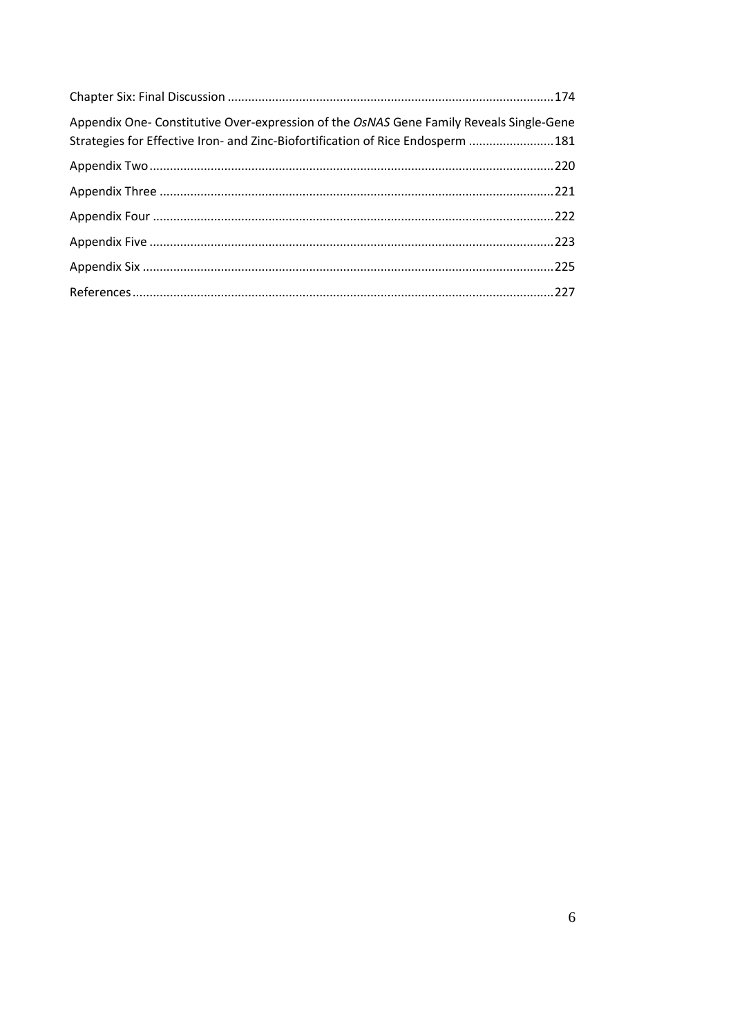Chapter Six: Final Discussion ............................................................................................... 174

Appendix One- Constitutive Over-expression of the *OsNAS* Gene Family Reveals Single-Gene Strategies for Effective Iron- and Zinc-Biofortification of Rice Endosperm ......................... 181

Appendix Two ....................................................................................................................... 220

Appendix Three .................................................................................................................... 221

Appendix Four ...................................................................................................................... 222

Appendix Five ....................................................................................................................... 223

Appendix Six ......................................................................................................................... 225

References ............................................................................................................................ 227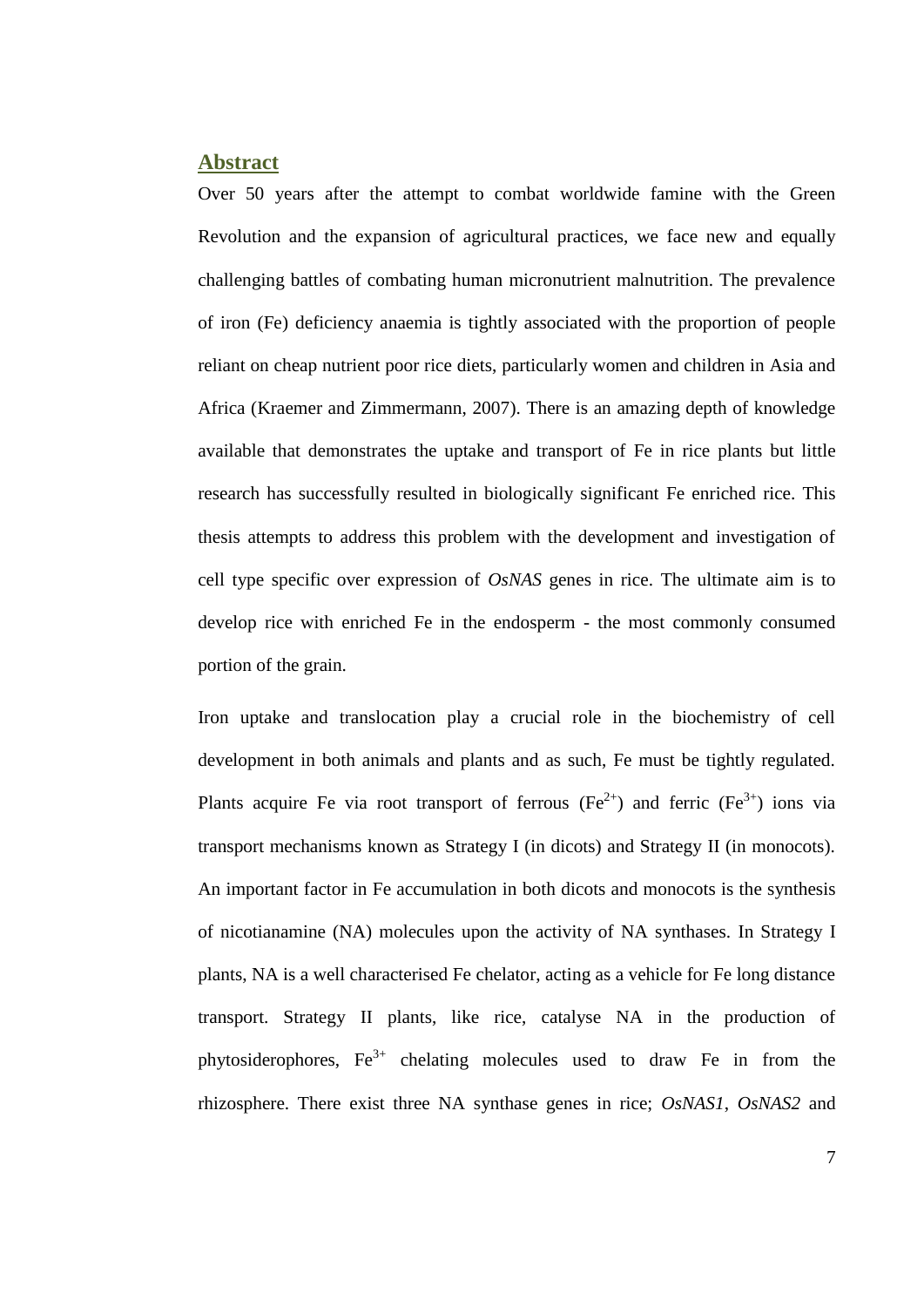## Abstract

Over 50 years after the attempt to combat worldwide famine with the Green Revolution and the expansion of agricultural practices, we face new and equally challenging battles of combating human micronutrient malnutrition. The prevalence of iron (Fe) deficiency anaemia is tightly associated with the proportion of people reliant on cheap nutrient poor rice diets, particularly women and children in Asia and Africa (Kraemer and Zimmermann, 2007). There is an amazing depth of knowledge available that demonstrates the uptake and transport of Fe in rice plants but little research has successfully resulted in biologically significant Fe enriched rice. This thesis attempts to address this problem with the development and investigation of cell type specific over expression of *OsNAS* genes in rice. The ultimate aim is to develop rice with enriched Fe in the endosperm - the most commonly consumed portion of the grain.

Iron uptake and translocation play a crucial role in the biochemistry of cell development in both animals and plants and as such, Fe must be tightly regulated. Plants acquire Fe via root transport of ferrous ($Fe^{2+}$) and ferric ($Fe^{3+}$) ions via transport mechanisms known as Strategy I (in dicots) and Strategy II (in monocots). An important factor in Fe accumulation in both dicots and monocots is the synthesis of nicotianamine (NA) molecules upon the activity of NA synthases. In Strategy I plants, NA is a well characterised Fe chelator, acting as a vehicle for Fe long distance transport. Strategy II plants, like rice, catalyse NA in the production of phytosiderophores, $Fe^{3+}$ chelating molecules used to draw Fe in from the rhizosphere. There exist three NA synthase genes in rice; *OsNAS1*, *OsNAS2* and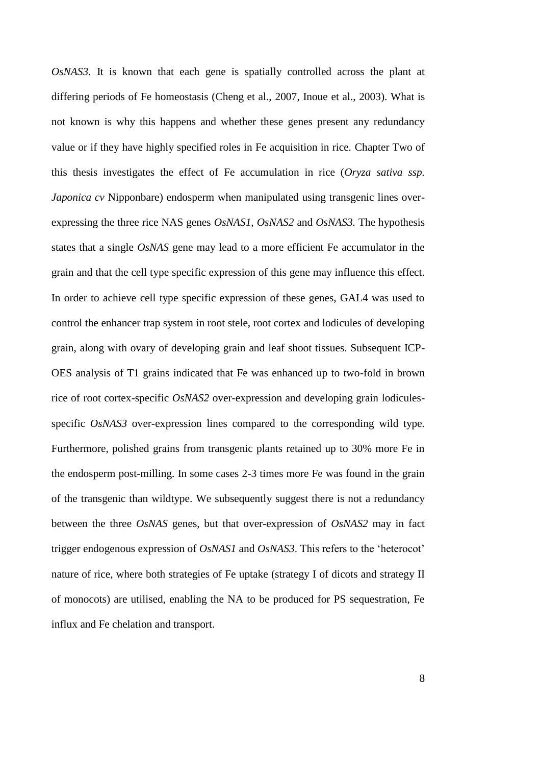*OsNAS3*. It is known that each gene is spatially controlled across the plant at differing periods of Fe homeostasis (Cheng et al., 2007, Inoue et al., 2003). What is not known is why this happens and whether these genes present any redundancy value or if they have highly specified roles in Fe acquisition in rice. Chapter Two of this thesis investigates the effect of Fe accumulation in rice (*Oryza sativa ssp. Japonica cv* Nipponbare) endosperm when manipulated using transgenic lines over-expressing the three rice NAS genes *OsNAS1*, *OsNAS2* and *OsNAS3*. The hypothesis states that a single *OsNAS* gene may lead to a more efficient Fe accumulator in the grain and that the cell type specific expression of this gene may influence this effect. In order to achieve cell type specific expression of these genes, GAL4 was used to control the enhancer trap system in root stele, root cortex and lodicules of developing grain, along with ovary of developing grain and leaf shoot tissues. Subsequent ICP-OES analysis of T1 grains indicated that Fe was enhanced up to two-fold in brown rice of root cortex-specific *OsNAS2* over-expression and developing grain lodicules-specific *OsNAS3* over-expression lines compared to the corresponding wild type. Furthermore, polished grains from transgenic plants retained up to 30% more Fe in the endosperm post-milling. In some cases 2-3 times more Fe was found in the grain of the transgenic than wildtype. We subsequently suggest there is not a redundancy between the three *OsNAS* genes, but that over-expression of *OsNAS2* may in fact trigger endogenous expression of *OsNAS1* and *OsNAS3*. This refers to the 'heterocot' nature of rice, where both strategies of Fe uptake (strategy I of dicots and strategy II of monocots) are utilised, enabling the NA to be produced for PS sequestration, Fe influx and Fe chelation and transport.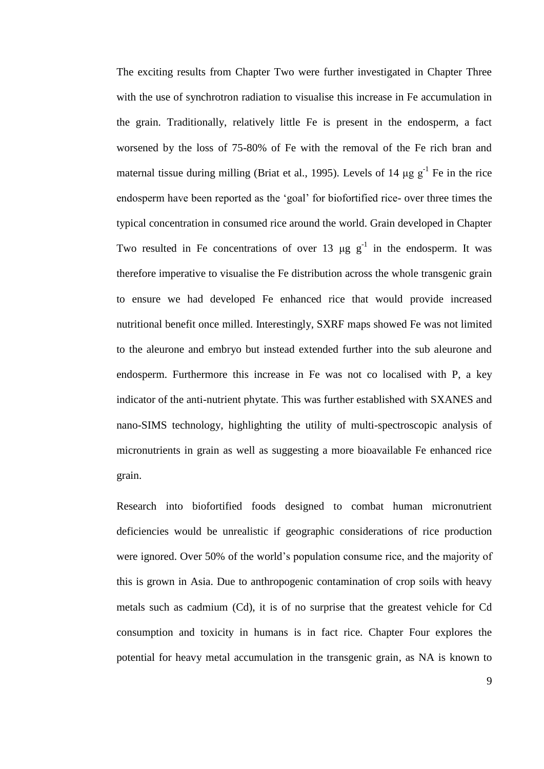The exciting results from Chapter Two were further investigated in Chapter Three with the use of synchrotron radiation to visualise this increase in Fe accumulation in the grain. Traditionally, relatively little Fe is present in the endosperm, a fact worsened by the loss of 75-80% of Fe with the removal of the Fe rich bran and maternal tissue during milling (Briat et al., 1995). Levels of 14 μg $g^{-1}$ Fe in the rice endosperm have been reported as the 'goal' for biofortified rice- over three times the typical concentration in consumed rice around the world. Grain developed in Chapter Two resulted in Fe concentrations of over 13 μg $g^{-1}$ in the endosperm. It was therefore imperative to visualise the Fe distribution across the whole transgenic grain to ensure we had developed Fe enhanced rice that would provide increased nutritional benefit once milled. Interestingly, SXRF maps showed Fe was not limited to the aleurone and embryo but instead extended further into the sub aleurone and endosperm. Furthermore this increase in Fe was not co localised with P, a key indicator of the anti-nutrient phytate. This was further established with SXANES and nano-SIMS technology, highlighting the utility of multi-spectroscopic analysis of micronutrients in grain as well as suggesting a more bioavailable Fe enhanced rice grain.

Research into biofortified foods designed to combat human micronutrient deficiencies would be unrealistic if geographic considerations of rice production were ignored. Over 50% of the world's population consume rice, and the majority of this is grown in Asia. Due to anthropogenic contamination of crop soils with heavy metals such as cadmium (Cd), it is of no surprise that the greatest vehicle for Cd consumption and toxicity in humans is in fact rice. Chapter Four explores the potential for heavy metal accumulation in the transgenic grain, as NA is known to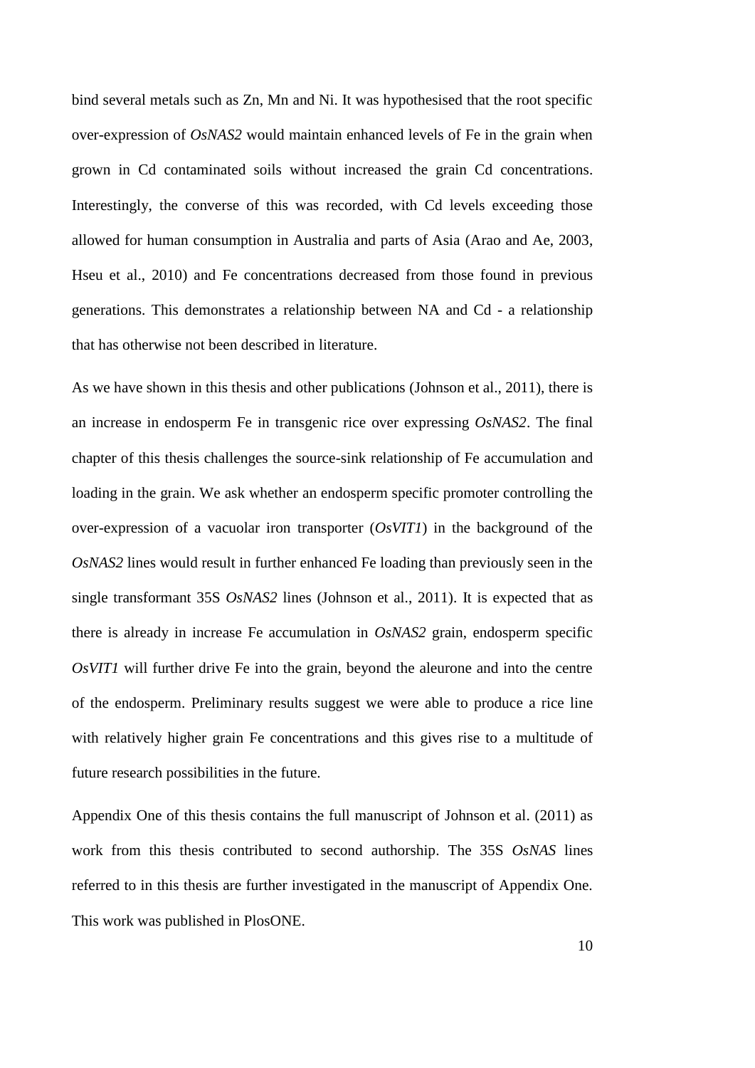bind several metals such as Zn, Mn and Ni. It was hypothesised that the root specific over-expression of *OsNAS2* would maintain enhanced levels of Fe in the grain when grown in Cd contaminated soils without increased the grain Cd concentrations. Interestingly, the converse of this was recorded, with Cd levels exceeding those allowed for human consumption in Australia and parts of Asia (Arao and Ae, 2003, Hseu et al., 2010) and Fe concentrations decreased from those found in previous generations. This demonstrates a relationship between NA and Cd - a relationship that has otherwise not been described in literature.

As we have shown in this thesis and other publications (Johnson et al., 2011), there is an increase in endosperm Fe in transgenic rice over expressing *OsNAS2*. The final chapter of this thesis challenges the source-sink relationship of Fe accumulation and loading in the grain. We ask whether an endosperm specific promoter controlling the over-expression of a vacuolar iron transporter (*OsVIT1*) in the background of the *OsNAS2* lines would result in further enhanced Fe loading than previously seen in the single transformant 35S *OsNAS2* lines (Johnson et al., 2011). It is expected that as there is already in increase Fe accumulation in *OsNAS2* grain, endosperm specific *OsVIT1* will further drive Fe into the grain, beyond the aleurone and into the centre of the endosperm. Preliminary results suggest we were able to produce a rice line with relatively higher grain Fe concentrations and this gives rise to a multitude of future research possibilities in the future.

Appendix One of this thesis contains the full manuscript of Johnson et al. (2011) as work from this thesis contributed to second authorship. The 35S *OsNAS* lines referred to in this thesis are further investigated in the manuscript of Appendix One. This work was published in PlosONE.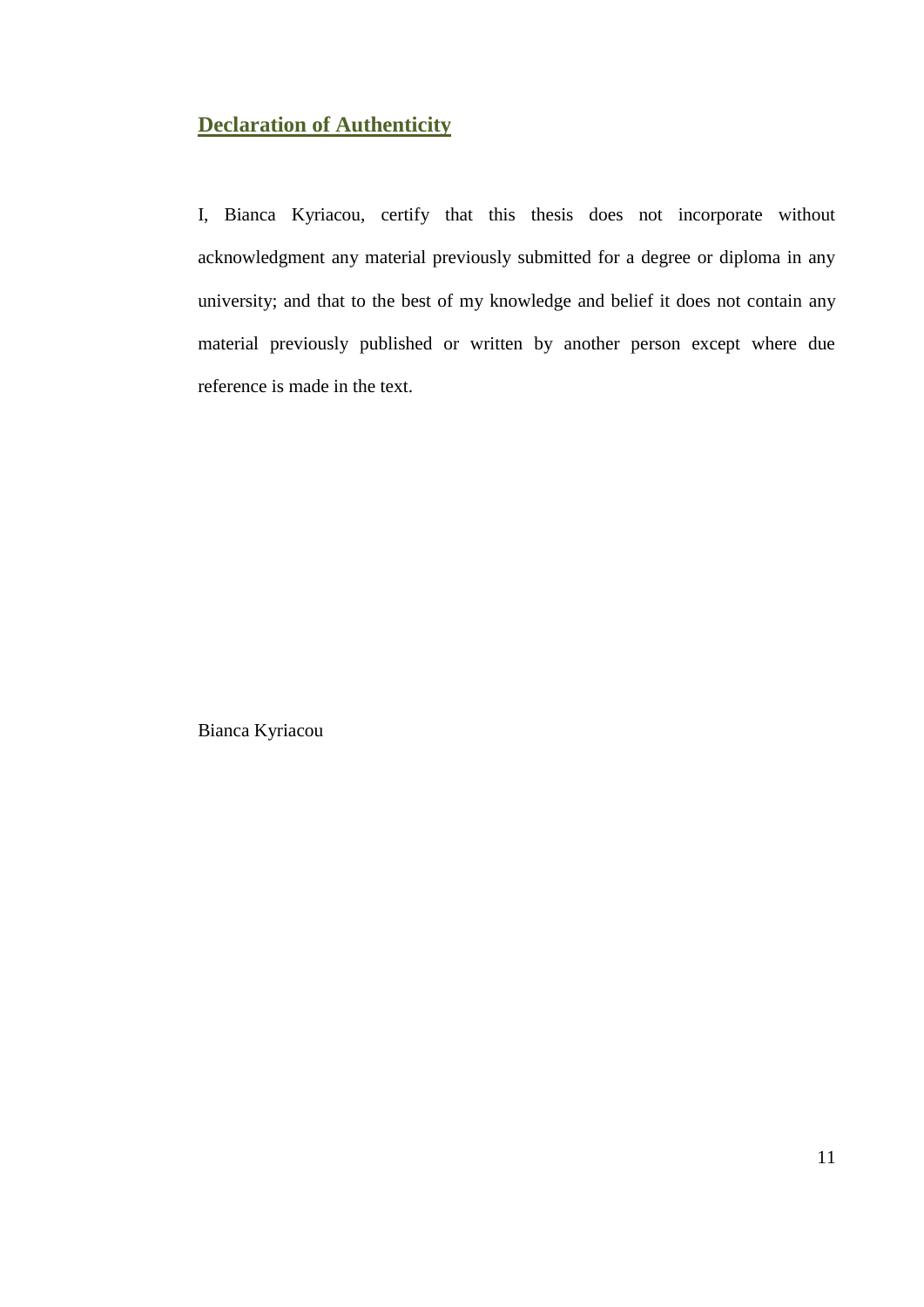## Declaration of Authenticity

I, Bianca Kyriacou, certify that this thesis does not incorporate without acknowledgment any material previously submitted for a degree or diploma in any university; and that to the best of my knowledge and belief it does not contain any material previously published or written by another person except where due reference is made in the text.

Bianca Kyriacou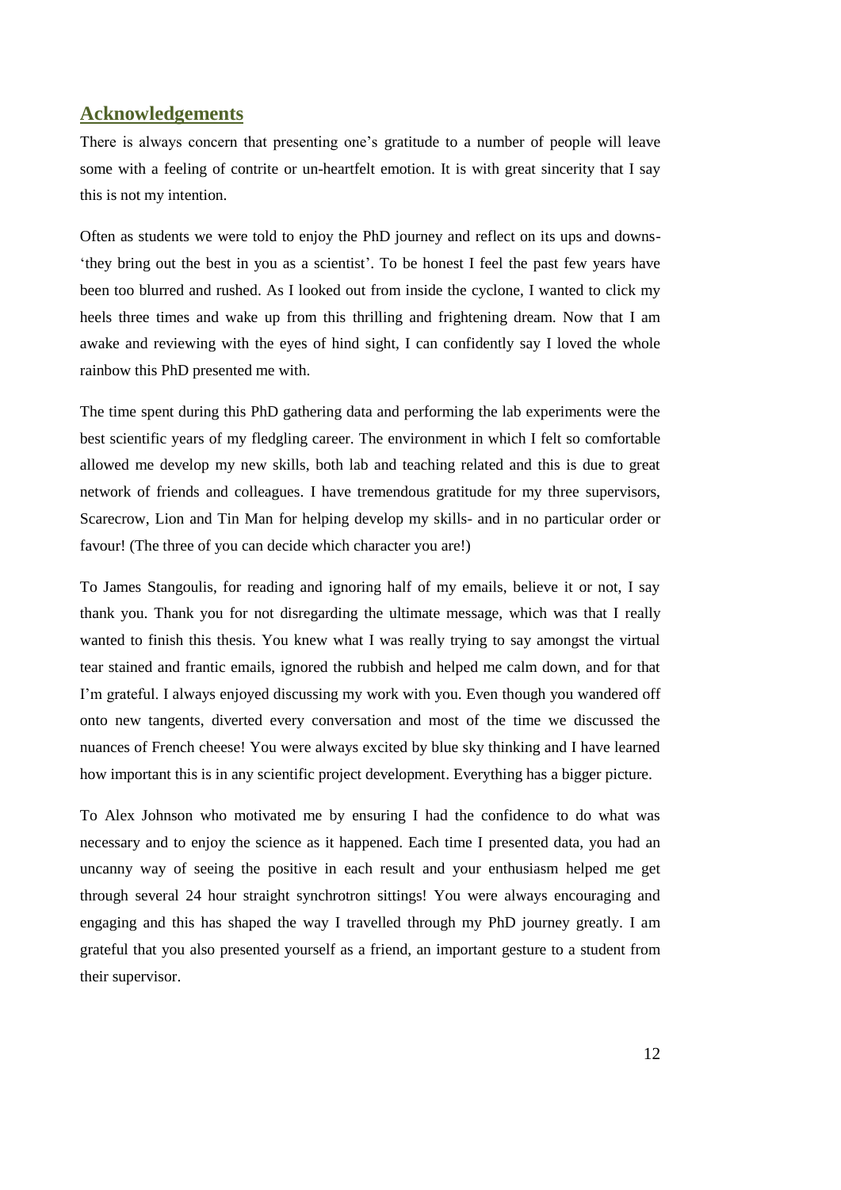## Acknowledgements

There is always concern that presenting one's gratitude to a number of people will leave some with a feeling of contrite or un-heartfelt emotion. It is with great sincerity that I say this is not my intention.

Often as students we were told to enjoy the PhD journey and reflect on its ups and downs- 'they bring out the best in you as a scientist'. To be honest I feel the past few years have been too blurred and rushed. As I looked out from inside the cyclone, I wanted to click my heels three times and wake up from this thrilling and frightening dream. Now that I am awake and reviewing with the eyes of hind sight, I can confidently say I loved the whole rainbow this PhD presented me with.

The time spent during this PhD gathering data and performing the lab experiments were the best scientific years of my fledgling career. The environment in which I felt so comfortable allowed me develop my new skills, both lab and teaching related and this is due to great network of friends and colleagues. I have tremendous gratitude for my three supervisors, Scarecrow, Lion and Tin Man for helping develop my skills- and in no particular order or favour! (The three of you can decide which character you are!)

To James Stangoulis, for reading and ignoring half of my emails, believe it or not, I say thank you. Thank you for not disregarding the ultimate message, which was that I really wanted to finish this thesis. You knew what I was really trying to say amongst the virtual tear stained and frantic emails, ignored the rubbish and helped me calm down, and for that I'm grateful. I always enjoyed discussing my work with you. Even though you wandered off onto new tangents, diverted every conversation and most of the time we discussed the nuances of French cheese! You were always excited by blue sky thinking and I have learned how important this is in any scientific project development. Everything has a bigger picture.

To Alex Johnson who motivated me by ensuring I had the confidence to do what was necessary and to enjoy the science as it happened. Each time I presented data, you had an uncanny way of seeing the positive in each result and your enthusiasm helped me get through several 24 hour straight synchrotron sittings! You were always encouraging and engaging and this has shaped the way I travelled through my PhD journey greatly. I am grateful that you also presented yourself as a friend, an important gesture to a student from their supervisor.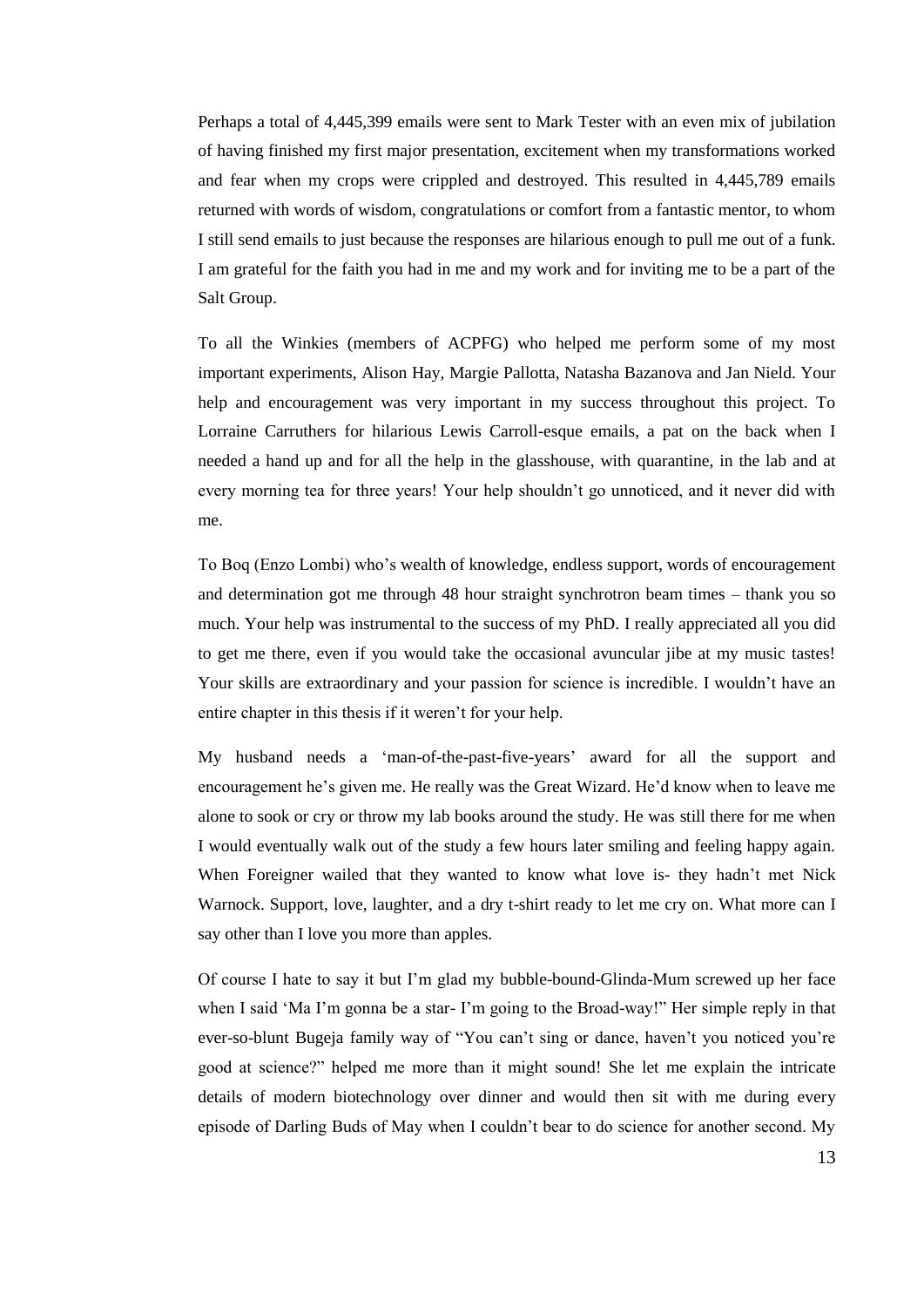Perhaps a total of 4,445,399 emails were sent to Mark Tester with an even mix of jubilation of having finished my first major presentation, excitement when my transformations worked and fear when my crops were crippled and destroyed. This resulted in 4,445,789 emails returned with words of wisdom, congratulations or comfort from a fantastic mentor, to whom I still send emails to just because the responses are hilarious enough to pull me out of a funk. I am grateful for the faith you had in me and my work and for inviting me to be a part of the Salt Group.

To all the Winkies (members of ACPFG) who helped me perform some of my most important experiments, Alison Hay, Margie Pallotta, Natasha Bazanova and Jan Nield. Your help and encouragement was very important in my success throughout this project. To Lorraine Carruthers for hilarious Lewis Carroll-esque emails, a pat on the back when I needed a hand up and for all the help in the glasshouse, with quarantine, in the lab and at every morning tea for three years! Your help shouldn't go unnoticed, and it never did with me.

To Boq (Enzo Lombi) who's wealth of knowledge, endless support, words of encouragement and determination got me through 48 hour straight synchrotron beam times – thank you so much. Your help was instrumental to the success of my PhD. I really appreciated all you did to get me there, even if you would take the occasional avuncular jibe at my music tastes! Your skills are extraordinary and your passion for science is incredible. I wouldn't have an entire chapter in this thesis if it weren't for your help.

My husband needs a 'man-of-the-past-five-years' award for all the support and encouragement he's given me. He really was the Great Wizard. He'd know when to leave me alone to sook or cry or throw my lab books around the study. He was still there for me when I would eventually walk out of the study a few hours later smiling and feeling happy again. When Foreigner wailed that they wanted to know what love is- they hadn't met Nick Warnock. Support, love, laughter, and a dry t-shirt ready to let me cry on. What more can I say other than I love you more than apples.

Of course I hate to say it but I'm glad my bubble-bound-Glinda-Mum screwed up her face when I said 'Ma I'm gonna be a star- I'm going to the Broad-way!" Her simple reply in that ever-so-blunt Bugeja family way of "You can't sing or dance, haven't you noticed you're good at science?" helped me more than it might sound! She let me explain the intricate details of modern biotechnology over dinner and would then sit with me during every episode of Darling Buds of May when I couldn't bear to do science for another second. My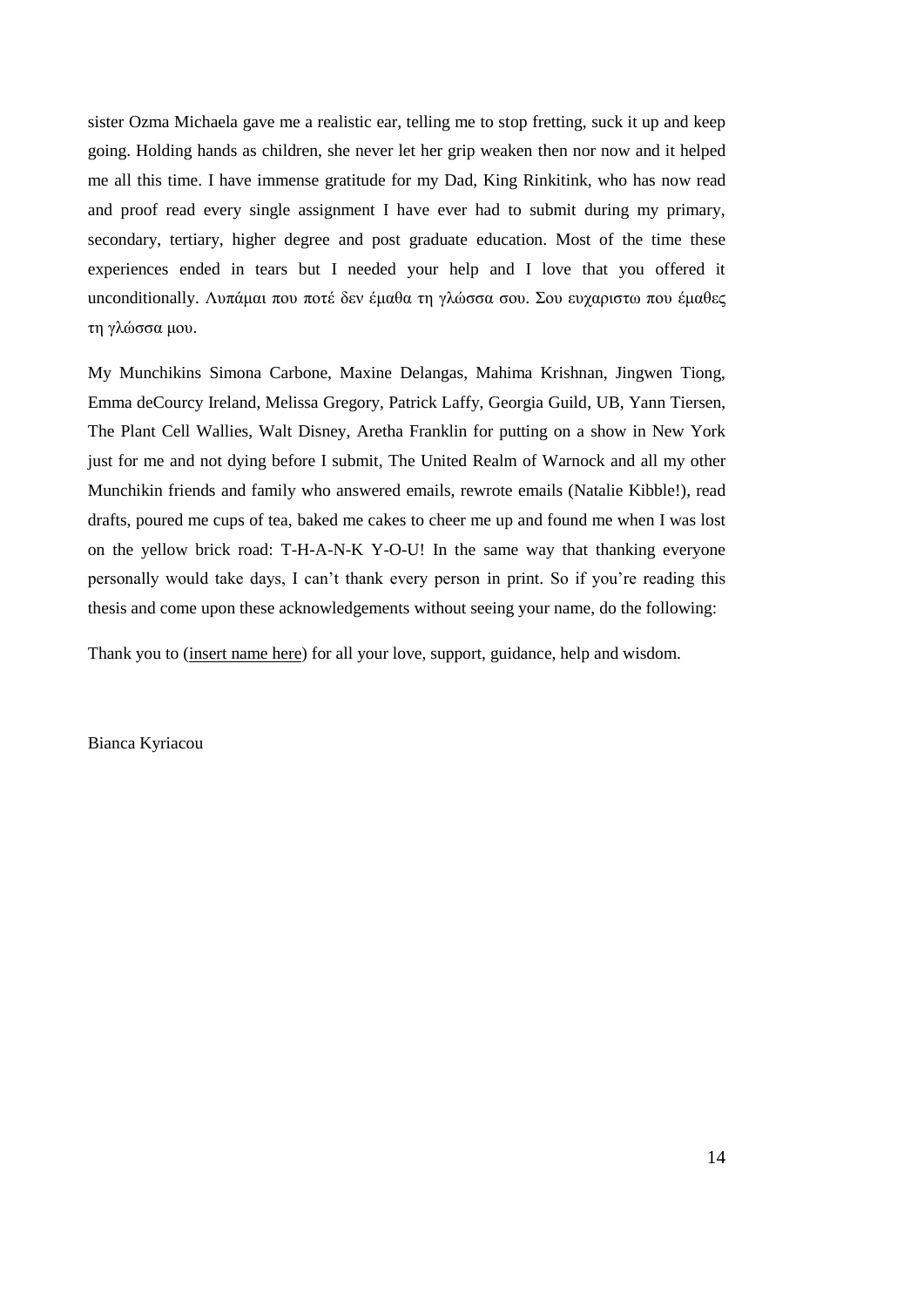sister Ozma Michaela gave me a realistic ear, telling me to stop fretting, suck it up and keep going. Holding hands as children, she never let her grip weaken then nor now and it helped me all this time. I have immense gratitude for my Dad, King Rinkitink, who has now read and proof read every single assignment I have ever had to submit during my primary, secondary, tertiary, higher degree and post graduate education. Most of the time these experiences ended in tears but I needed your help and I love that you offered it unconditionally. Λυπάμαι που ποτέ δεν έμαθα τη γλώσσα σου. Σου ευχαριστω που έμαθες τη γλώσσα μου.

My Munchikins Simona Carbone, Maxine Delangas, Mahima Krishnan, Jingwen Tiong, Emma deCourcy Ireland, Melissa Gregory, Patrick Laffy, Georgia Guild, UB, Yann Tiersen, The Plant Cell Wallies, Walt Disney, Aretha Franklin for putting on a show in New York just for me and not dying before I submit, The United Realm of Warnock and all my other Munchikin friends and family who answered emails, rewrote emails (Natalie Kibble!), read drafts, poured me cups of tea, baked me cakes to cheer me up and found me when I was lost on the yellow brick road: T-H-A-N-K Y-O-U! In the same way that thanking everyone personally would take days, I can't thank every person in print. So if you're reading this thesis and come upon these acknowledgements without seeing your name, do the following:

Thank you to (insert name here) for all your love, support, guidance, help and wisdom.

Bianca Kyriacou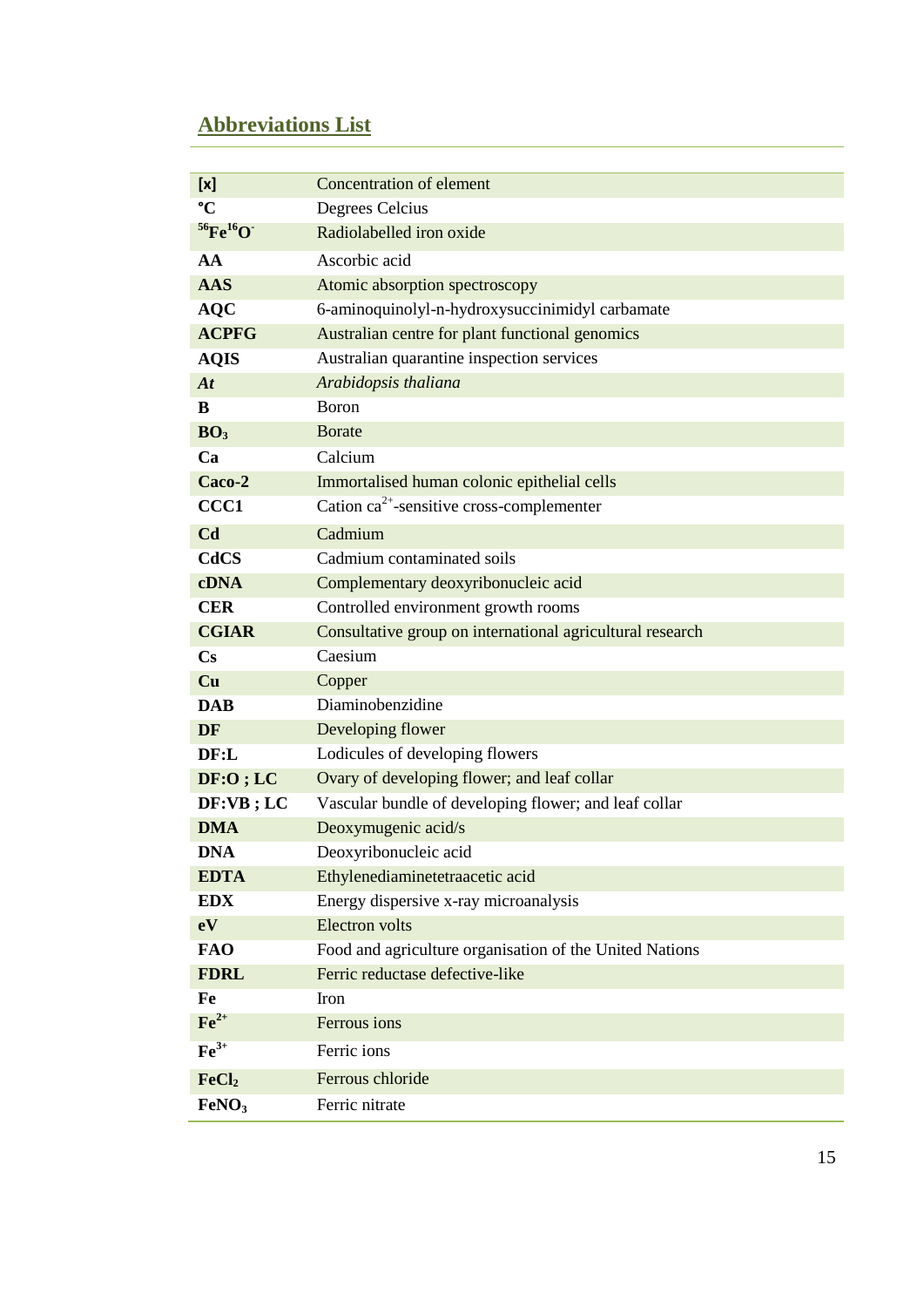## Abbreviations List

| | |
|---|---|
| **[x]** | Concentration of element |
| **°C** | Degrees Celcius |
| **$^{56}Fe^{16}O^{-}$** | Radiolabelled iron oxide |
| **AA** | Ascorbic acid |
| **AAS** | Atomic absorption spectroscopy |
| **AQC** | 6-aminoquinolyl-n-hydroxysuccinimidyl carbamate |
| **ACPFG** | Australian centre for plant functional genomics |
| **AQIS** | Australian quarantine inspection services |
| ***At*** | *Arabidopsis thaliana* |
| **B** | Boron |
| **$BO_3$** | Borate |
| **Ca** | Calcium |
| **Caco-2** | Immortalised human colonic epithelial cells |
| **CCC1** | Cation $ca^{2+}$-sensitive cross-complementer |
| **Cd** | Cadmium |
| **CdCS** | Cadmium contaminated soils |
| **cDNA** | Complementary deoxyribonucleic acid |
| **CER** | Controlled environment growth rooms |
| **CGIAR** | Consultative group on international agricultural research |
| **Cs** | Caesium |
| **Cu** | Copper |
| **DAB** | Diaminobenzidine |
| **DF** | Developing flower |
| **DF:L** | Lodicules of developing flowers |
| **DF:O ; LC** | Ovary of developing flower; and leaf collar |
| **DF:VB ; LC** | Vascular bundle of developing flower; and leaf collar |
| **DMA** | Deoxymugenic acid/s |
| **DNA** | Deoxyribonucleic acid |
| **EDTA** | Ethylenediaminetetraacetic acid |
| **EDX** | Energy dispersive x-ray microanalysis |
| **eV** | Electron volts |
| **FAO** | Food and agriculture organisation of the United Nations |
| **FDRL** | Ferric reductase defective-like |
| **Fe** | Iron |
| **$Fe^{2+}$** | Ferrous ions |
| **$Fe^{3+}$** | Ferric ions |
| **$FeCl_2$** | Ferrous chloride |
| **$FeNO_3$** | Ferric nitrate |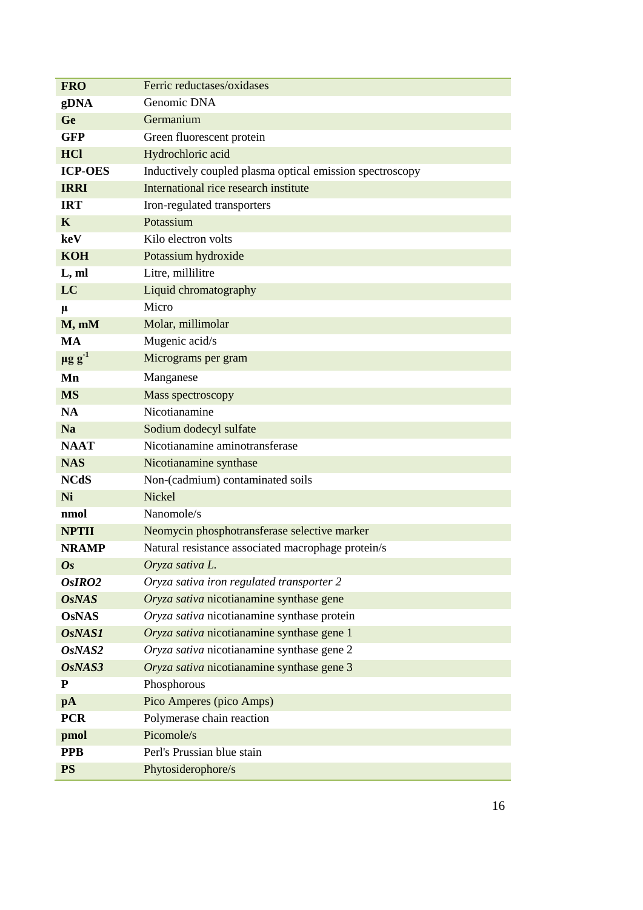| | |
|---|---|
| **FRO** | Ferric reductases/oxidases |
| **gDNA** | Genomic DNA |
| **Ge** | Germanium |
| **GFP** | Green fluorescent protein |
| **HCl** | Hydrochloric acid |
| **ICP-OES** | Inductively coupled plasma optical emission spectroscopy |
| **IRRI** | International rice research institute |
| **IRT** | Iron-regulated transporters |
| **K** | Potassium |
| **keV** | Kilo electron volts |
| **KOH** | Potassium hydroxide |
| **L, ml** | Litre, millilitre |
| **LC** | Liquid chromatography |
| **µ** | Micro |
| **M, mM** | Molar, millimolar |
| **MA** | Mugenic acid/s |
| **$\mu g\ g^{-1}$** | Micrograms per gram |
| **Mn** | Manganese |
| **MS** | Mass spectroscopy |
| **NA** | Nicotianamine |
| **Na** | Sodium dodecyl sulfate |
| **NAAT** | Nicotianamine aminotransferase |
| **NAS** | Nicotianamine synthase |
| **NCdS** | Non-(cadmium) contaminated soils |
| **Ni** | Nickel |
| **nmol** | Nanomole/s |
| **NPTII** | Neomycin phosphotransferase selective marker |
| **NRAMP** | Natural resistance associated macrophage protein/s |
| ***Os*** | *Oryza sativa L.* |
| ***OsIRO2*** | *Oryza sativa iron regulated transporter 2* |
| ***OsNAS*** | *Oryza sativa* nicotianamine synthase gene |
| **OsNAS** | *Oryza sativa* nicotianamine synthase protein |
| ***OsNAS1*** | *Oryza sativa* nicotianamine synthase gene 1 |
| ***OsNAS2*** | *Oryza sativa* nicotianamine synthase gene 2 |
| ***OsNAS3*** | *Oryza sativa* nicotianamine synthase gene 3 |
| **P** | Phosphorous |
| **pA** | Pico Amperes (pico Amps) |
| **PCR** | Polymerase chain reaction |
| **pmol** | Picomole/s |
| **PPB** | Perl's Prussian blue stain |
| **PS** | Phytosiderophore/s |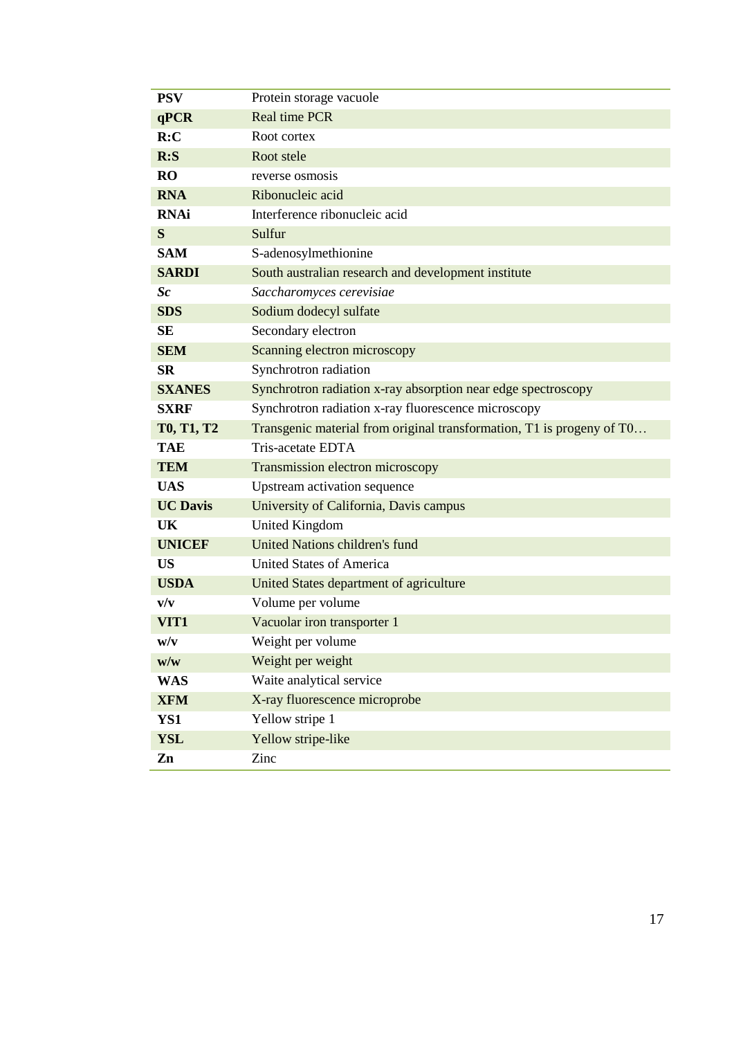| | |
|---|---|
| **PSV** | Protein storage vacuole |
| **qPCR** | Real time PCR |
| **R:C** | Root cortex |
| **R:S** | Root stele |
| **RO** | reverse osmosis |
| **RNA** | Ribonucleic acid |
| **RNAi** | Interference ribonucleic acid |
| **S** | Sulfur |
| **SAM** | S-adenosylmethionine |
| **SARDI** | South australian research and development institute |
| ***Sc*** | *Saccharomyces cerevisiae* |
| **SDS** | Sodium dodecyl sulfate |
| **SE** | Secondary electron |
| **SEM** | Scanning electron microscopy |
| **SR** | Synchrotron radiation |
| **SXANES** | Synchrotron radiation x-ray absorption near edge spectroscopy |
| **SXRF** | Synchrotron radiation x-ray fluorescence microscopy |
| **T0, T1, T2** | Transgenic material from original transformation, T1 is progeny of T0… |
| **TAE** | Tris-acetate EDTA |
| **TEM** | Transmission electron microscopy |
| **UAS** | Upstream activation sequence |
| **UC Davis** | University of California, Davis campus |
| **UK** | United Kingdom |
| **UNICEF** | United Nations children's fund |
| **US** | United States of America |
| **USDA** | United States department of agriculture |
| **v/v** | Volume per volume |
| **VIT1** | Vacuolar iron transporter 1 |
| **w/v** | Weight per volume |
| **w/w** | Weight per weight |
| **WAS** | Waite analytical service |
| **XFM** | X-ray fluorescence microprobe |
| **YS1** | Yellow stripe 1 |
| **YSL** | Yellow stripe-like |
| **Zn** | Zinc |